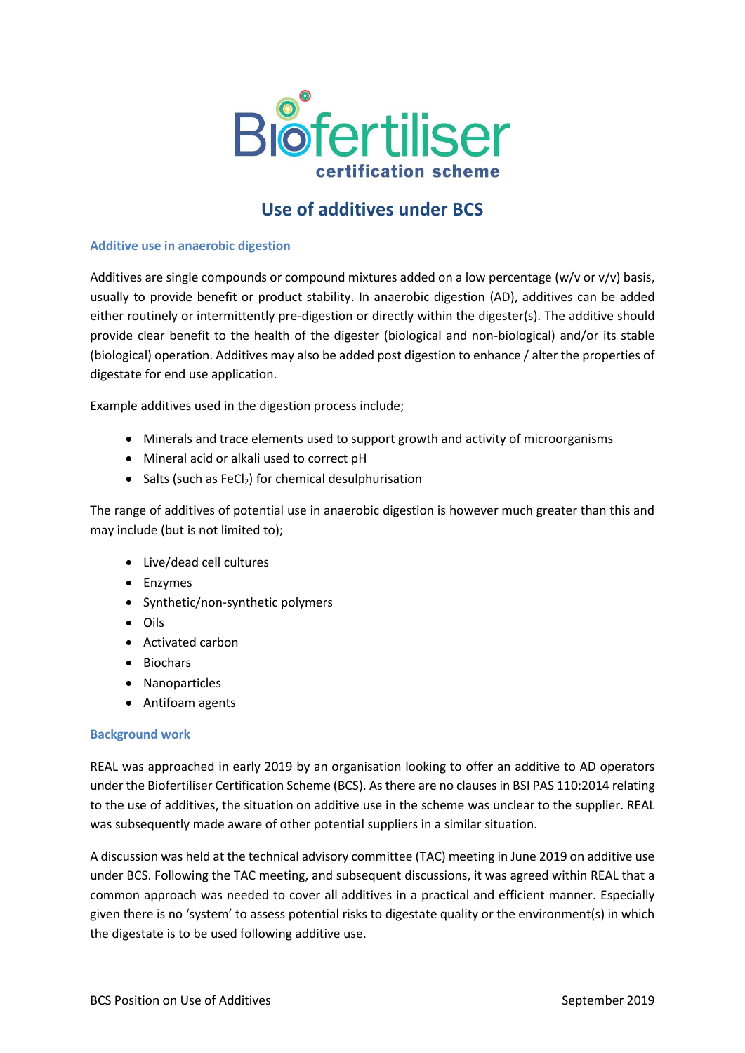Biofertiliser certification scheme

# Use of additives under BCS

## Additive use in anaerobic digestion

Additives are single compounds or compound mixtures added on a low percentage (w/v or v/v) basis, usually to provide benefit or product stability. In anaerobic digestion (AD), additives can be added either routinely or intermittently pre-digestion or directly within the digester(s). The additive should provide clear benefit to the health of the digester (biological and non-biological) and/or its stable (biological) operation. Additives may also be added post digestion to enhance / alter the properties of digestate for end use application.

Example additives used in the digestion process include;

- Minerals and trace elements used to support growth and activity of microorganisms
- Mineral acid or alkali used to correct pH
- Salts (such as $FeCl_2$) for chemical desulphurisation

The range of additives of potential use in anaerobic digestion is however much greater than this and may include (but is not limited to);

- Live/dead cell cultures
- Enzymes
- Synthetic/non-synthetic polymers
- Oils
- Activated carbon
- Biochars
- Nanoparticles
- Antifoam agents

## Background work

REAL was approached in early 2019 by an organisation looking to offer an additive to AD operators under the Biofertiliser Certification Scheme (BCS). As there are no clauses in BSI PAS 110:2014 relating to the use of additives, the situation on additive use in the scheme was unclear to the supplier. REAL was subsequently made aware of other potential suppliers in a similar situation.

A discussion was held at the technical advisory committee (TAC) meeting in June 2019 on additive use under BCS. Following the TAC meeting, and subsequent discussions, it was agreed within REAL that a common approach was needed to cover all additives in a practical and efficient manner. Especially given there is no 'system' to assess potential risks to digestate quality or the environment(s) in which the digestate is to be used following additive use.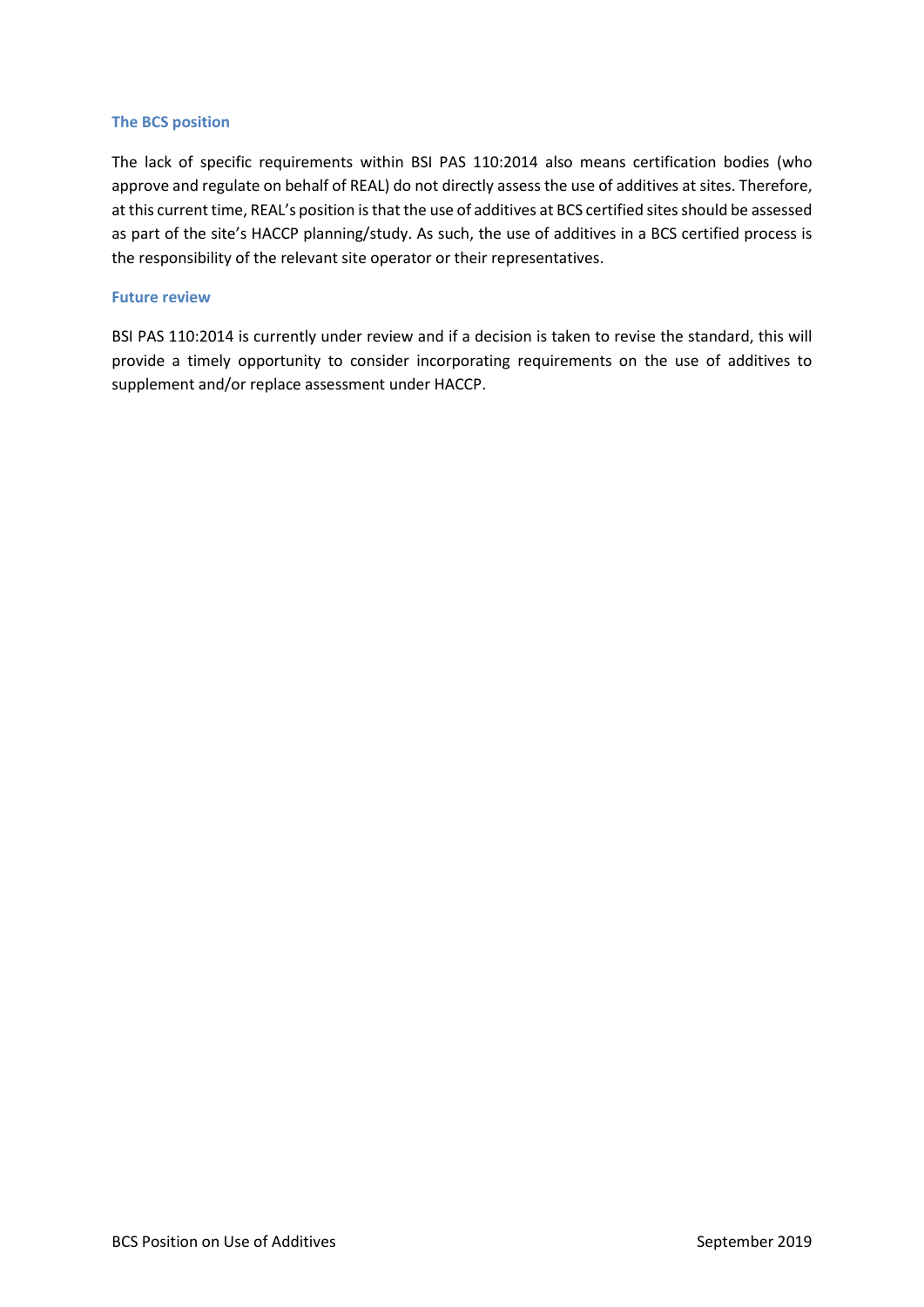### The BCS position

The lack of specific requirements within BSI PAS 110:2014 also means certification bodies (who approve and regulate on behalf of REAL) do not directly assess the use of additives at sites. Therefore, at this current time, REAL's position is that the use of additives at BCS certified sites should be assessed as part of the site's HACCP planning/study. As such, the use of additives in a BCS certified process is the responsibility of the relevant site operator or their representatives.

### Future review

BSI PAS 110:2014 is currently under review and if a decision is taken to revise the standard, this will provide a timely opportunity to consider incorporating requirements on the use of additives to supplement and/or replace assessment under HACCP.